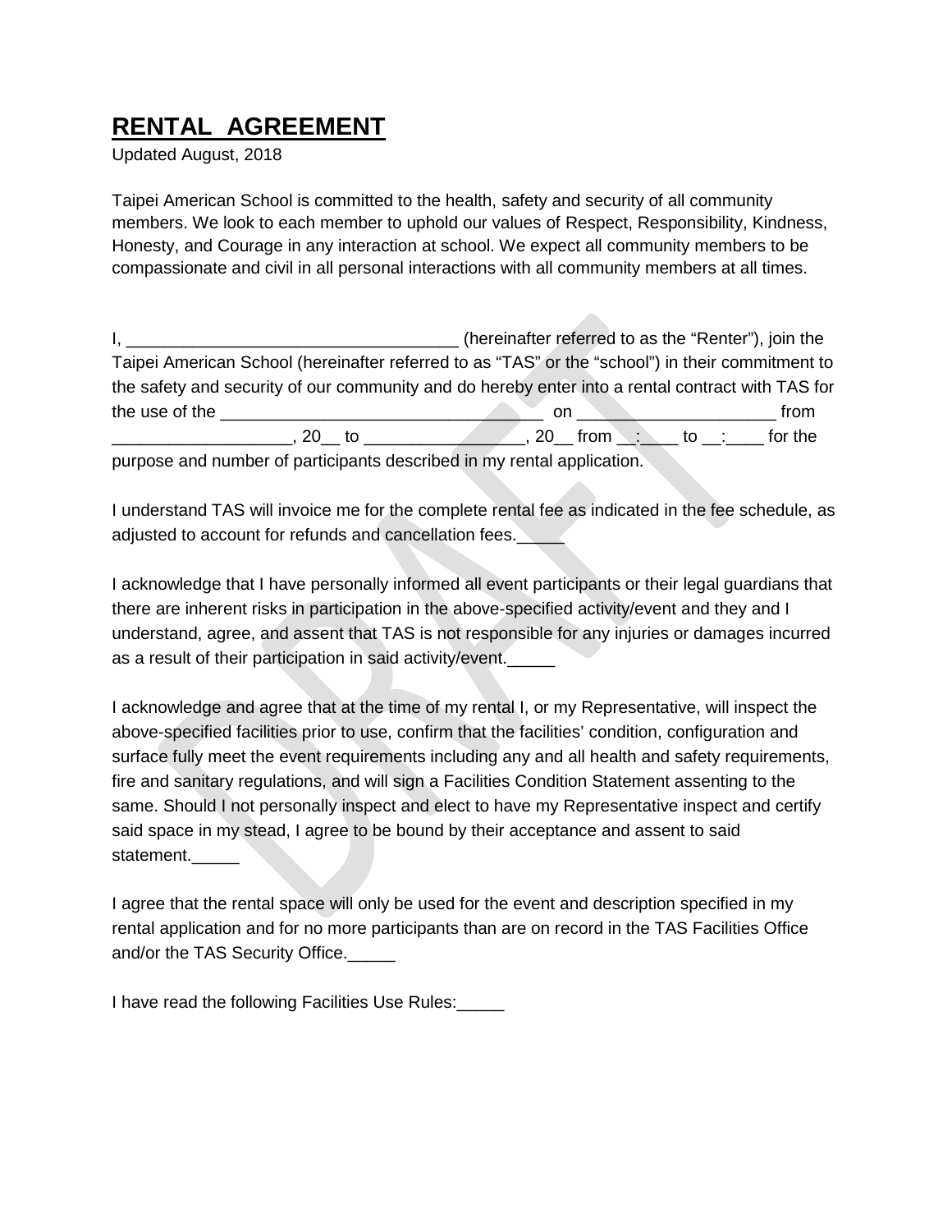# RENTAL AGREEMENT

Updated August, 2018

Taipei American School is committed to the health, safety and security of all community members. We look to each member to uphold our values of Respect, Responsibility, Kindness, Honesty, and Courage in any interaction at school. We expect all community members to be compassionate and civil in all personal interactions with all community members at all times.

I, ___________________________________ (hereinafter referred to as the "Renter"), join the Taipei American School (hereinafter referred to as "TAS" or the "school") in their commitment to the safety and security of our community and do hereby enter into a rental contract with TAS for the use of the _________________________________ on _____________________ from ___________________, 20__ to ________________, 20__ from __:____ to __:____ for the purpose and number of participants described in my rental application.

I understand TAS will invoice me for the complete rental fee as indicated in the fee schedule, as adjusted to account for refunds and cancellation fees._____

I acknowledge that I have personally informed all event participants or their legal guardians that there are inherent risks in participation in the above-specified activity/event and they and I understand, agree, and assent that TAS is not responsible for any injuries or damages incurred as a result of their participation in said activity/event._____

I acknowledge and agree that at the time of my rental I, or my Representative, will inspect the above-specified facilities prior to use, confirm that the facilities' condition, configuration and surface fully meet the event requirements including any and all health and safety requirements, fire and sanitary regulations, and will sign a Facilities Condition Statement assenting to the same. Should I not personally inspect and elect to have my Representative inspect and certify said space in my stead, I agree to be bound by their acceptance and assent to said statement._____

I agree that the rental space will only be used for the event and description specified in my rental application and for no more participants than are on record in the TAS Facilities Office and/or the TAS Security Office._____

I have read the following Facilities Use Rules:_____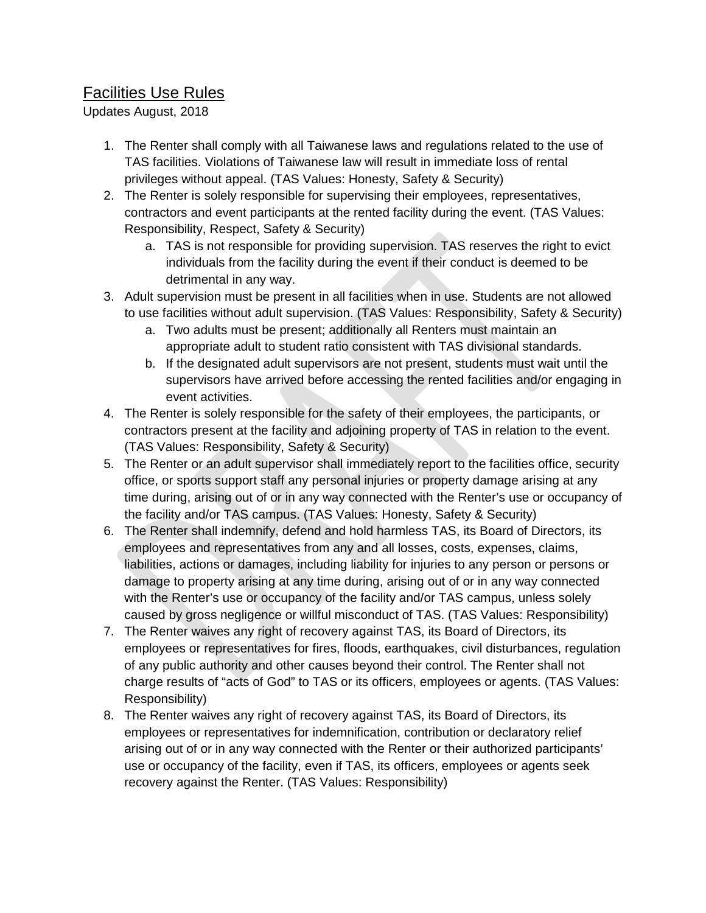# Facilities Use Rules

Updates August, 2018

1. The Renter shall comply with all Taiwanese laws and regulations related to the use of TAS facilities. Violations of Taiwanese law will result in immediate loss of rental privileges without appeal. (TAS Values: Honesty, Safety & Security)
2. The Renter is solely responsible for supervising their employees, representatives, contractors and event participants at the rented facility during the event. (TAS Values: Responsibility, Respect, Safety & Security)
    a. TAS is not responsible for providing supervision. TAS reserves the right to evict individuals from the facility during the event if their conduct is deemed to be detrimental in any way.
3. Adult supervision must be present in all facilities when in use. Students are not allowed to use facilities without adult supervision. (TAS Values: Responsibility, Safety & Security)
    a. Two adults must be present; additionally all Renters must maintain an appropriate adult to student ratio consistent with TAS divisional standards.
    b. If the designated adult supervisors are not present, students must wait until the supervisors have arrived before accessing the rented facilities and/or engaging in event activities.
4. The Renter is solely responsible for the safety of their employees, the participants, or contractors present at the facility and adjoining property of TAS in relation to the event. (TAS Values: Responsibility, Safety & Security)
5. The Renter or an adult supervisor shall immediately report to the facilities office, security office, or sports support staff any personal injuries or property damage arising at any time during, arising out of or in any way connected with the Renter's use or occupancy of the facility and/or TAS campus. (TAS Values: Honesty, Safety & Security)
6. The Renter shall indemnify, defend and hold harmless TAS, its Board of Directors, its employees and representatives from any and all losses, costs, expenses, claims, liabilities, actions or damages, including liability for injuries to any person or persons or damage to property arising at any time during, arising out of or in any way connected with the Renter's use or occupancy of the facility and/or TAS campus, unless solely caused by gross negligence or willful misconduct of TAS. (TAS Values: Responsibility)
7. The Renter waives any right of recovery against TAS, its Board of Directors, its employees or representatives for fires, floods, earthquakes, civil disturbances, regulation of any public authority and other causes beyond their control. The Renter shall not charge results of "acts of God" to TAS or its officers, employees or agents. (TAS Values: Responsibility)
8. The Renter waives any right of recovery against TAS, its Board of Directors, its employees or representatives for indemnification, contribution or declaratory relief arising out of or in any way connected with the Renter or their authorized participants' use or occupancy of the facility, even if TAS, its officers, employees or agents seek recovery against the Renter. (TAS Values: Responsibility)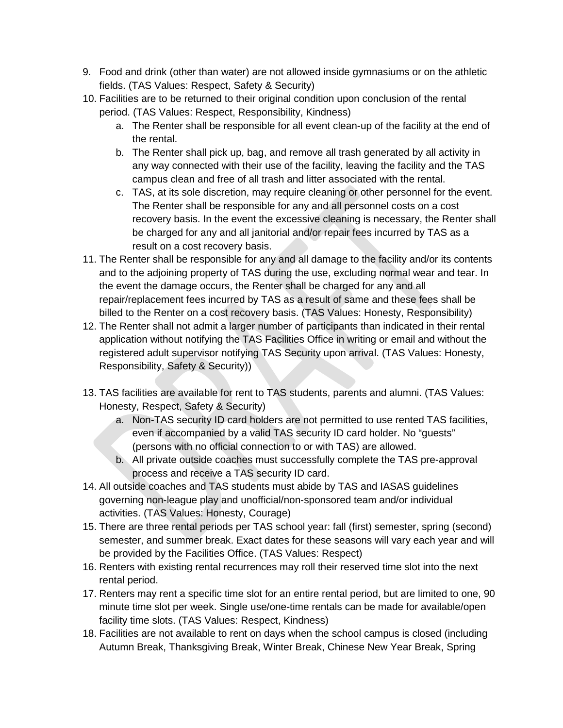9. Food and drink (other than water) are not allowed inside gymnasiums or on the athletic fields. (TAS Values: Respect, Safety & Security)
10. Facilities are to be returned to their original condition upon conclusion of the rental period. (TAS Values: Respect, Responsibility, Kindness)
    a. The Renter shall be responsible for all event clean-up of the facility at the end of the rental.
    b. The Renter shall pick up, bag, and remove all trash generated by all activity in any way connected with their use of the facility, leaving the facility and the TAS campus clean and free of all trash and litter associated with the rental.
    c. TAS, at its sole discretion, may require cleaning or other personnel for the event. The Renter shall be responsible for any and all personnel costs on a cost recovery basis. In the event the excessive cleaning is necessary, the Renter shall be charged for any and all janitorial and/or repair fees incurred by TAS as a result on a cost recovery basis.
11. The Renter shall be responsible for any and all damage to the facility and/or its contents and to the adjoining property of TAS during the use, excluding normal wear and tear. In the event the damage occurs, the Renter shall be charged for any and all repair/replacement fees incurred by TAS as a result of same and these fees shall be billed to the Renter on a cost recovery basis. (TAS Values: Honesty, Responsibility)
12. The Renter shall not admit a larger number of participants than indicated in their rental application without notifying the TAS Facilities Office in writing or email and without the registered adult supervisor notifying TAS Security upon arrival. (TAS Values: Honesty, Responsibility, Safety & Security))
13. TAS facilities are available for rent to TAS students, parents and alumni. (TAS Values: Honesty, Respect, Safety & Security)
    a. Non-TAS security ID card holders are not permitted to use rented TAS facilities, even if accompanied by a valid TAS security ID card holder. No "guests" (persons with no official connection to or with TAS) are allowed.
    b. All private outside coaches must successfully complete the TAS pre-approval process and receive a TAS security ID card.
14. All outside coaches and TAS students must abide by TAS and IASAS guidelines governing non-league play and unofficial/non-sponsored team and/or individual activities. (TAS Values: Honesty, Courage)
15. There are three rental periods per TAS school year: fall (first) semester, spring (second) semester, and summer break. Exact dates for these seasons will vary each year and will be provided by the Facilities Office. (TAS Values: Respect)
16. Renters with existing rental recurrences may roll their reserved time slot into the next rental period.
17. Renters may rent a specific time slot for an entire rental period, but are limited to one, 90 minute time slot per week. Single use/one-time rentals can be made for available/open facility time slots. (TAS Values: Respect, Kindness)
18. Facilities are not available to rent on days when the school campus is closed (including Autumn Break, Thanksgiving Break, Winter Break, Chinese New Year Break, Spring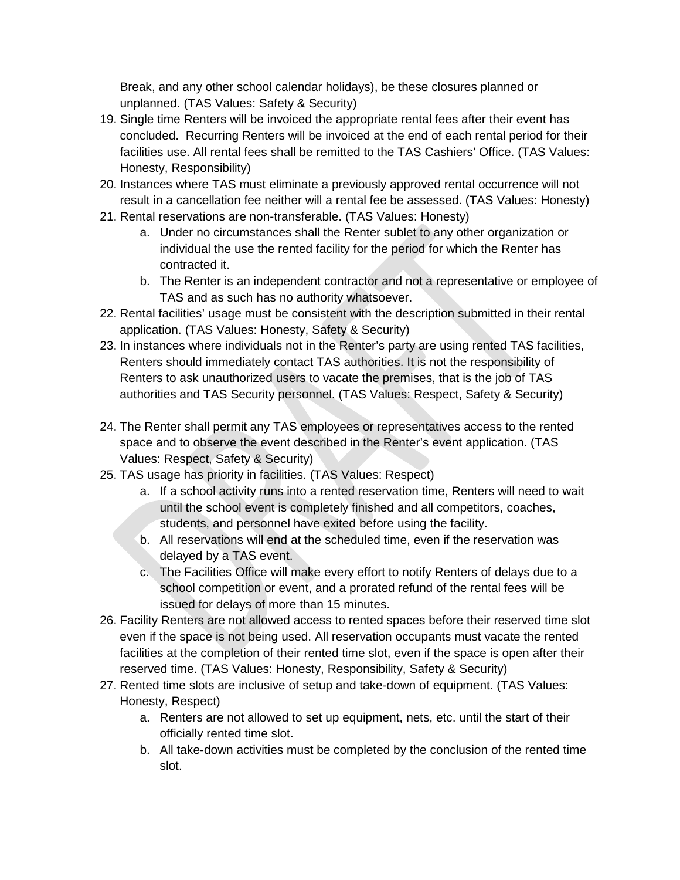Break, and any other school calendar holidays), be these closures planned or unplanned. (TAS Values: Safety & Security)

19. Single time Renters will be invoiced the appropriate rental fees after their event has concluded. Recurring Renters will be invoiced at the end of each rental period for their facilities use. All rental fees shall be remitted to the TAS Cashiers' Office. (TAS Values: Honesty, Responsibility)
20. Instances where TAS must eliminate a previously approved rental occurrence will not result in a cancellation fee neither will a rental fee be assessed. (TAS Values: Honesty)
21. Rental reservations are non-transferable. (TAS Values: Honesty)
    a. Under no circumstances shall the Renter sublet to any other organization or individual the use the rented facility for the period for which the Renter has contracted it.
    b. The Renter is an independent contractor and not a representative or employee of TAS and as such has no authority whatsoever.
22. Rental facilities' usage must be consistent with the description submitted in their rental application. (TAS Values: Honesty, Safety & Security)
23. In instances where individuals not in the Renter's party are using rented TAS facilities, Renters should immediately contact TAS authorities. It is not the responsibility of Renters to ask unauthorized users to vacate the premises, that is the job of TAS authorities and TAS Security personnel. (TAS Values: Respect, Safety & Security)
24. The Renter shall permit any TAS employees or representatives access to the rented space and to observe the event described in the Renter's event application. (TAS Values: Respect, Safety & Security)
25. TAS usage has priority in facilities. (TAS Values: Respect)
    a. If a school activity runs into a rented reservation time, Renters will need to wait until the school event is completely finished and all competitors, coaches, students, and personnel have exited before using the facility.
    b. All reservations will end at the scheduled time, even if the reservation was delayed by a TAS event.
    c. The Facilities Office will make every effort to notify Renters of delays due to a school competition or event, and a prorated refund of the rental fees will be issued for delays of more than 15 minutes.
26. Facility Renters are not allowed access to rented spaces before their reserved time slot even if the space is not being used. All reservation occupants must vacate the rented facilities at the completion of their rented time slot, even if the space is open after their reserved time. (TAS Values: Honesty, Responsibility, Safety & Security)
27. Rented time slots are inclusive of setup and take-down of equipment. (TAS Values: Honesty, Respect)
    a. Renters are not allowed to set up equipment, nets, etc. until the start of their officially rented time slot.
    b. All take-down activities must be completed by the conclusion of the rented time slot.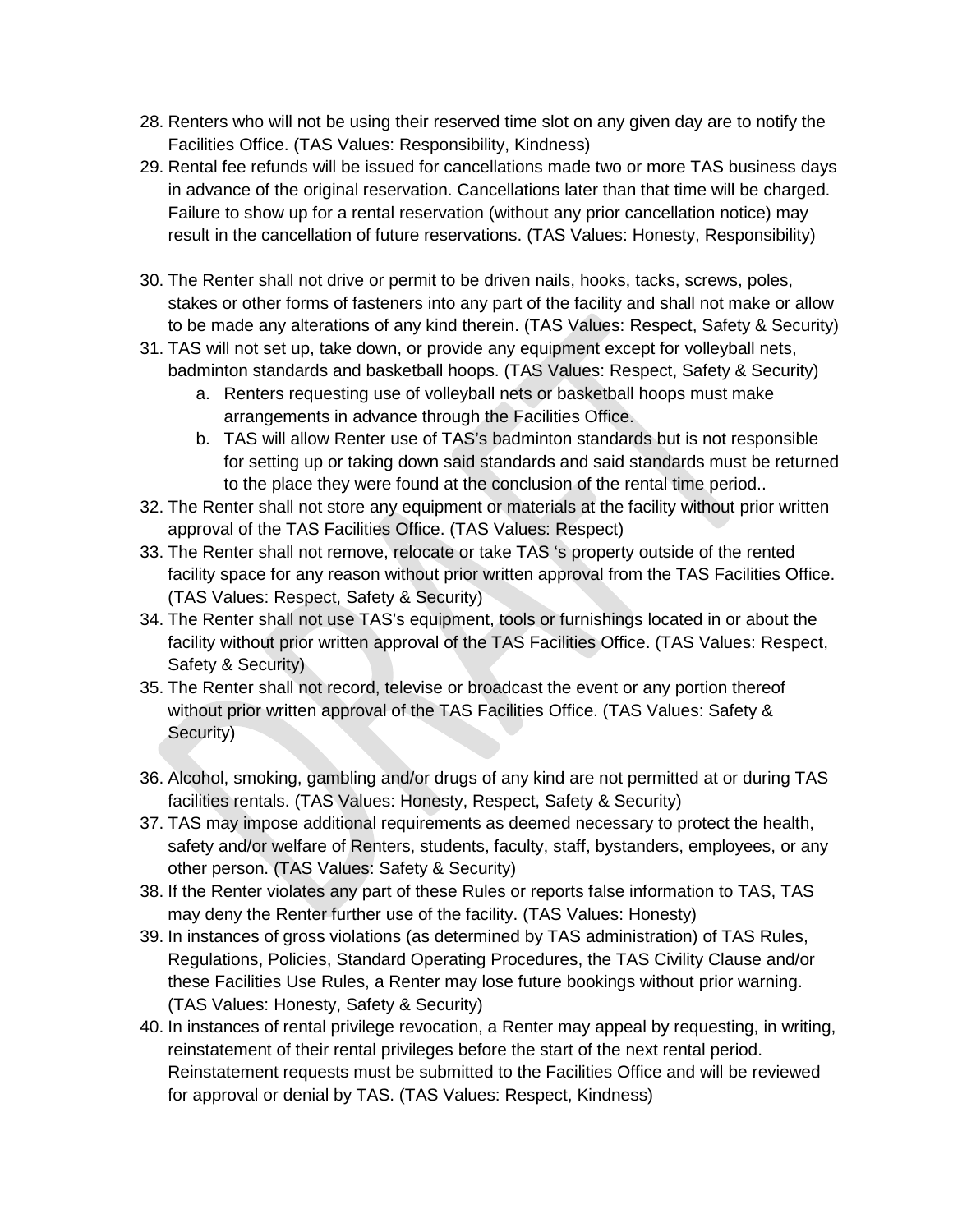28. Renters who will not be using their reserved time slot on any given day are to notify the Facilities Office. (TAS Values: Responsibility, Kindness)
29. Rental fee refunds will be issued for cancellations made two or more TAS business days in advance of the original reservation. Cancellations later than that time will be charged. Failure to show up for a rental reservation (without any prior cancellation notice) may result in the cancellation of future reservations. (TAS Values: Honesty, Responsibility)

30. The Renter shall not drive or permit to be driven nails, hooks, tacks, screws, poles, stakes or other forms of fasteners into any part of the facility and shall not make or allow to be made any alterations of any kind therein. (TAS Values: Respect, Safety & Security)
31. TAS will not set up, take down, or provide any equipment except for volleyball nets, badminton standards and basketball hoops. (TAS Values: Respect, Safety & Security)
    a. Renters requesting use of volleyball nets or basketball hoops must make arrangements in advance through the Facilities Office.
    b. TAS will allow Renter use of TAS's badminton standards but is not responsible for setting up or taking down said standards and said standards must be returned to the place they were found at the conclusion of the rental time period..
32. The Renter shall not store any equipment or materials at the facility without prior written approval of the TAS Facilities Office. (TAS Values: Respect)
33. The Renter shall not remove, relocate or take TAS 's property outside of the rented facility space for any reason without prior written approval from the TAS Facilities Office. (TAS Values: Respect, Safety & Security)
34. The Renter shall not use TAS's equipment, tools or furnishings located in or about the facility without prior written approval of the TAS Facilities Office. (TAS Values: Respect, Safety & Security)
35. The Renter shall not record, televise or broadcast the event or any portion thereof without prior written approval of the TAS Facilities Office. (TAS Values: Safety & Security)

36. Alcohol, smoking, gambling and/or drugs of any kind are not permitted at or during TAS facilities rentals. (TAS Values: Honesty, Respect, Safety & Security)
37. TAS may impose additional requirements as deemed necessary to protect the health, safety and/or welfare of Renters, students, faculty, staff, bystanders, employees, or any other person. (TAS Values: Safety & Security)
38. If the Renter violates any part of these Rules or reports false information to TAS, TAS may deny the Renter further use of the facility. (TAS Values: Honesty)
39. In instances of gross violations (as determined by TAS administration) of TAS Rules, Regulations, Policies, Standard Operating Procedures, the TAS Civility Clause and/or these Facilities Use Rules, a Renter may lose future bookings without prior warning. (TAS Values: Honesty, Safety & Security)
40. In instances of rental privilege revocation, a Renter may appeal by requesting, in writing, reinstatement of their rental privileges before the start of the next rental period. Reinstatement requests must be submitted to the Facilities Office and will be reviewed for approval or denial by TAS. (TAS Values: Respect, Kindness)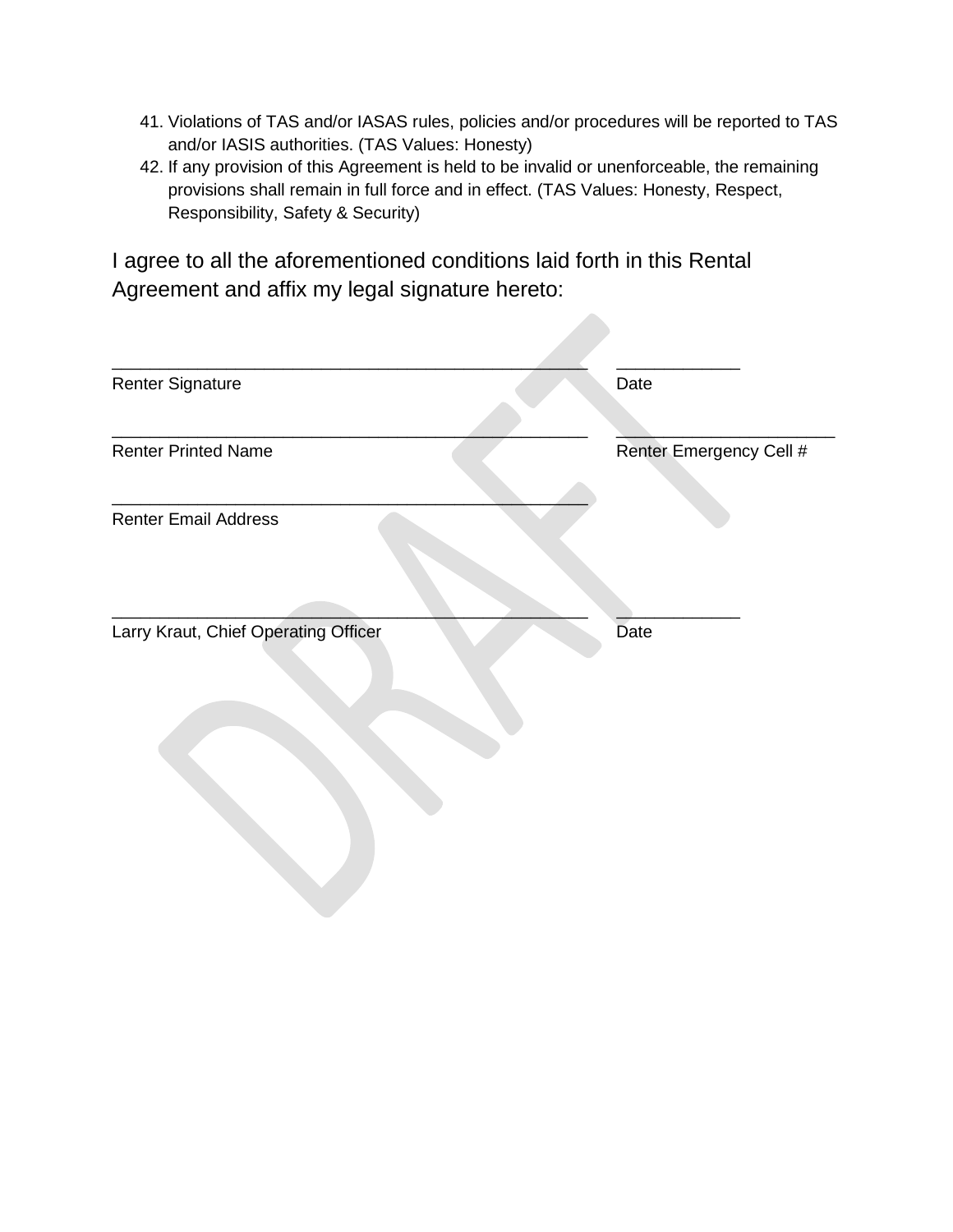41. Violations of TAS and/or IASAS rules, policies and/or procedures will be reported to TAS and/or IASIS authorities. (TAS Values: Honesty)
42. If any provision of this Agreement is held to be invalid or unenforceable, the remaining provisions shall remain in full force and in effect. (TAS Values: Honesty, Respect, Responsibility, Safety & Security)

I agree to all the aforementioned conditions laid forth in this Rental Agreement and affix my legal signature hereto:

| | |
|---|---|
| ___________________________________________ | _____________ |
| Renter Signature | Date |
| ___________________________________________ | ______________________ |
| Renter Printed Name | Renter Emergency Cell # |
| ___________________________________________ | |
| Renter Email Address | |
| ___________________________________________ | _____________ |
| Larry Kraut, Chief Operating Officer | Date |

DRAFT